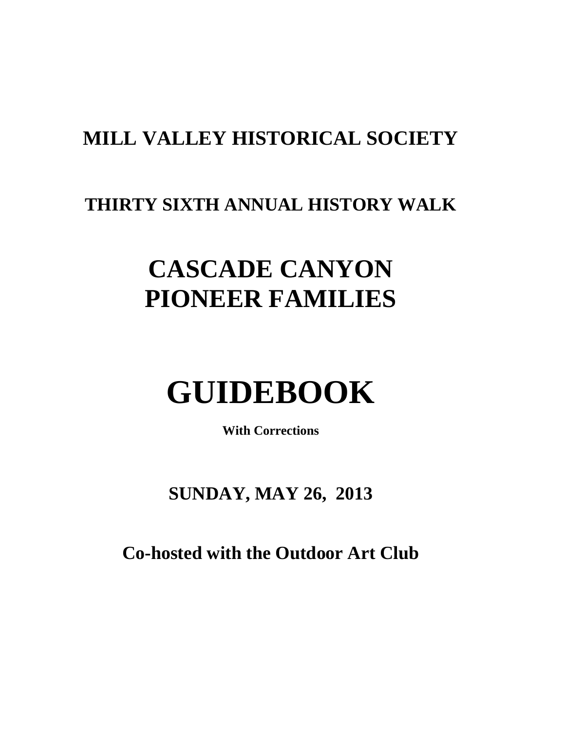# MILL VALLEY HISTORICAL SOCIETY

## THIRTY SIXTH ANNUAL HISTORY WALK

# CASCADE CANYON PIONEER FAMILIES

# GUIDEBOOK

**With Corrections**

## SUNDAY, MAY 26, 2013

## Co-hosted with the Outdoor Art Club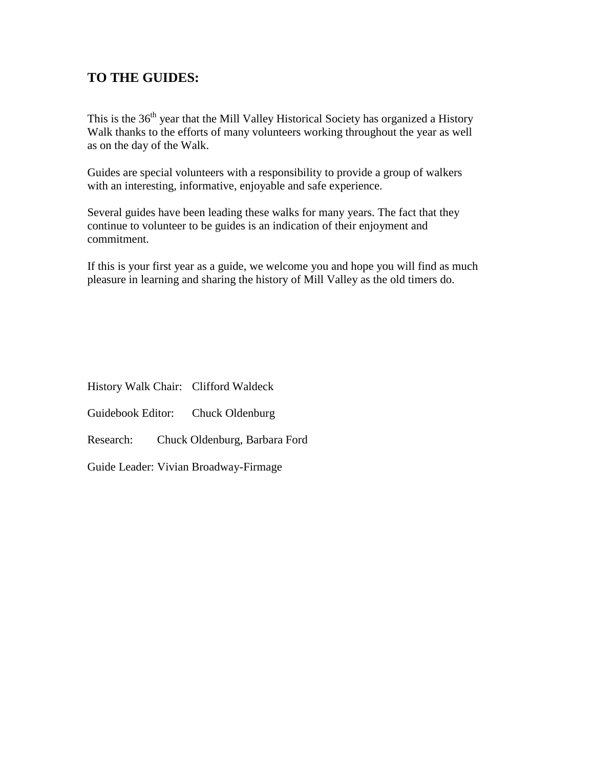## TO THE GUIDES:

This is the 36th year that the Mill Valley Historical Society has organized a History Walk thanks to the efforts of many volunteers working throughout the year as well as on the day of the Walk.

Guides are special volunteers with a responsibility to provide a group of walkers with an interesting, informative, enjoyable and safe experience.

Several guides have been leading these walks for many years. The fact that they continue to volunteer to be guides is an indication of their enjoyment and commitment.

If this is your first year as a guide, we welcome you and hope you will find as much pleasure in learning and sharing the history of Mill Valley as the old timers do.

History Walk Chair: Clifford Waldeck

Guidebook Editor: Chuck Oldenburg

Research: Chuck Oldenburg, Barbara Ford

Guide Leader: Vivian Broadway-Firmage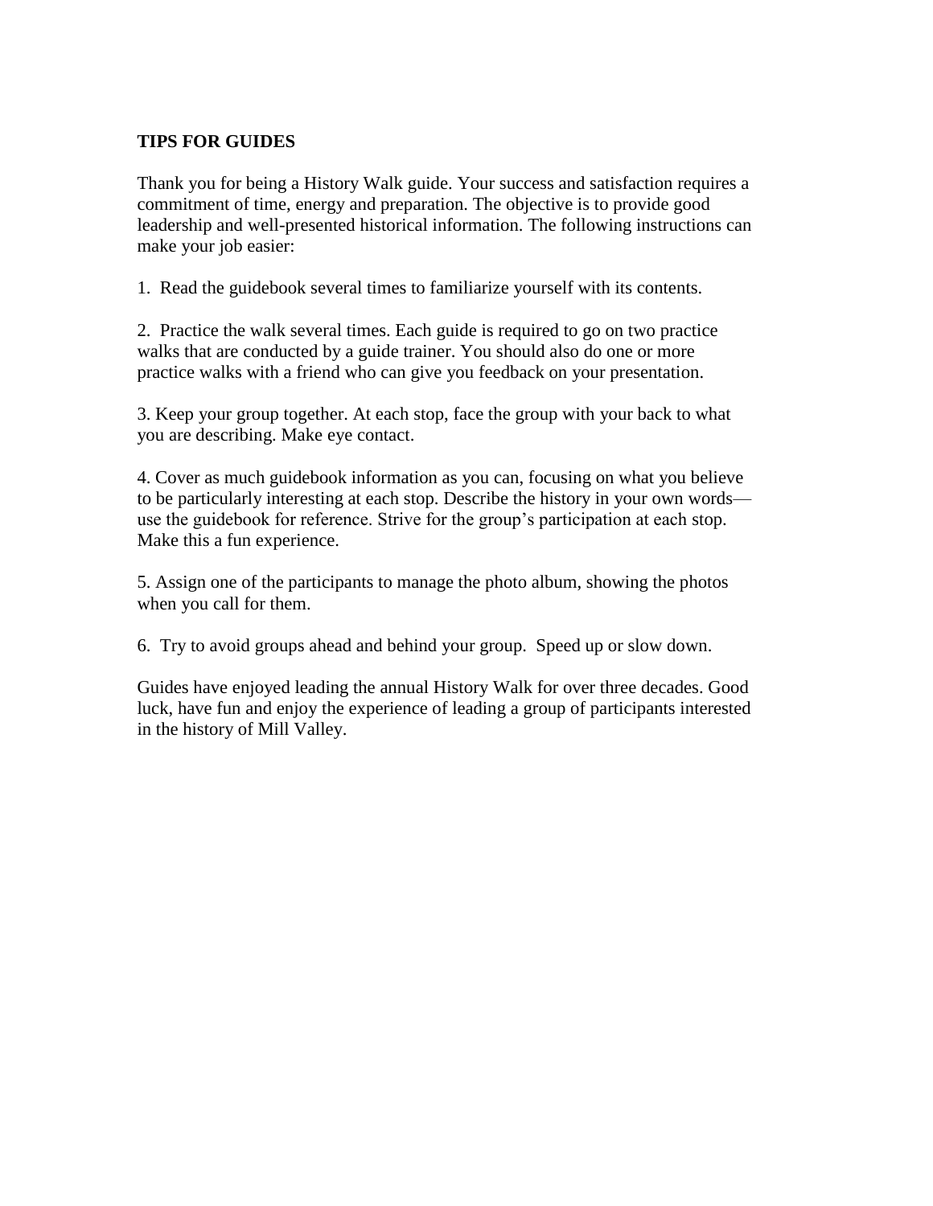**TIPS FOR GUIDES**

Thank you for being a History Walk guide. Your success and satisfaction requires a commitment of time, energy and preparation. The objective is to provide good leadership and well-presented historical information. The following instructions can make your job easier:

1. Read the guidebook several times to familiarize yourself with its contents.

2. Practice the walk several times. Each guide is required to go on two practice walks that are conducted by a guide trainer. You should also do one or more practice walks with a friend who can give you feedback on your presentation.

3. Keep your group together. At each stop, face the group with your back to what you are describing. Make eye contact.

4. Cover as much guidebook information as you can, focusing on what you believe to be particularly interesting at each stop. Describe the history in your own words—use the guidebook for reference. Strive for the group's participation at each stop. Make this a fun experience.

5. Assign one of the participants to manage the photo album, showing the photos when you call for them.

6. Try to avoid groups ahead and behind your group. Speed up or slow down.

Guides have enjoyed leading the annual History Walk for over three decades. Good luck, have fun and enjoy the experience of leading a group of participants interested in the history of Mill Valley.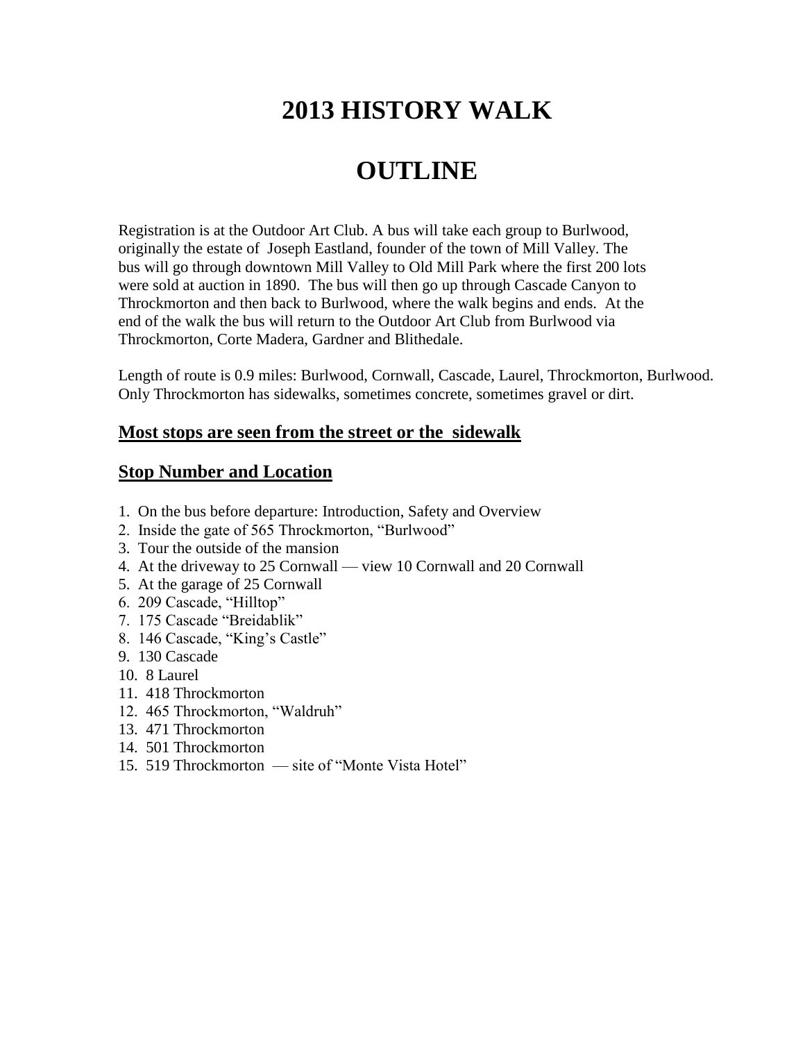# 2013 HISTORY WALK

# OUTLINE

Registration is at the Outdoor Art Club. A bus will take each group to Burlwood, originally the estate of Joseph Eastland, founder of the town of Mill Valley. The bus will go through downtown Mill Valley to Old Mill Park where the first 200 lots were sold at auction in 1890. The bus will then go up through Cascade Canyon to Throckmorton and then back to Burlwood, where the walk begins and ends. At the end of the walk the bus will return to the Outdoor Art Club from Burlwood via Throckmorton, Corte Madera, Gardner and Blithedale.

Length of route is 0.9 miles: Burlwood, Cornwall, Cascade, Laurel, Throckmorton, Burlwood. Only Throckmorton has sidewalks, sometimes concrete, sometimes gravel or dirt.

## Most stops are seen from the street or the sidewalk

## Stop Number and Location

1. On the bus before departure: Introduction, Safety and Overview
2. Inside the gate of 565 Throckmorton, "Burlwood"
3. Tour the outside of the mansion
4. At the driveway to 25 Cornwall — view 10 Cornwall and 20 Cornwall
5. At the garage of 25 Cornwall
6. 209 Cascade, "Hilltop"
7. 175 Cascade "Breidablik"
8. 146 Cascade, "King's Castle"
9. 130 Cascade
10. 8 Laurel
11. 418 Throckmorton
12. 465 Throckmorton, "Waldruh"
13. 471 Throckmorton
14. 501 Throckmorton
15. 519 Throckmorton — site of "Monte Vista Hotel"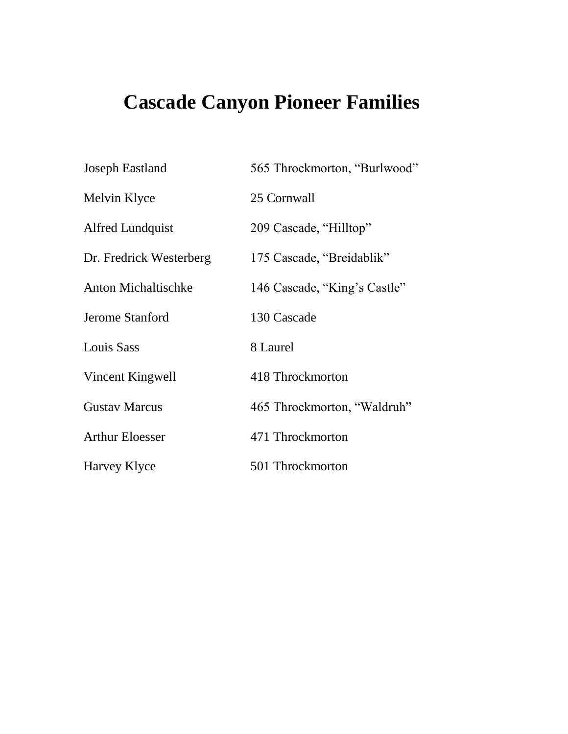# Cascade Canyon Pioneer Families

| | |
|---|---|
| Joseph Eastland | 565 Throckmorton, "Burlwood" |
| Melvin Klyce | 25 Cornwall |
| Alfred Lundquist | 209 Cascade, "Hilltop" |
| Dr. Fredrick Westerberg | 175 Cascade, "Breidablik" |
| Anton Michaltischke | 146 Cascade, "King's Castle" |
| Jerome Stanford | 130 Cascade |
| Louis Sass | 8 Laurel |
| Vincent Kingwell | 418 Throckmorton |
| Gustav Marcus | 465 Throckmorton, "Waldruh" |
| Arthur Eloesser | 471 Throckmorton |
| Harvey Klyce | 501 Throckmorton |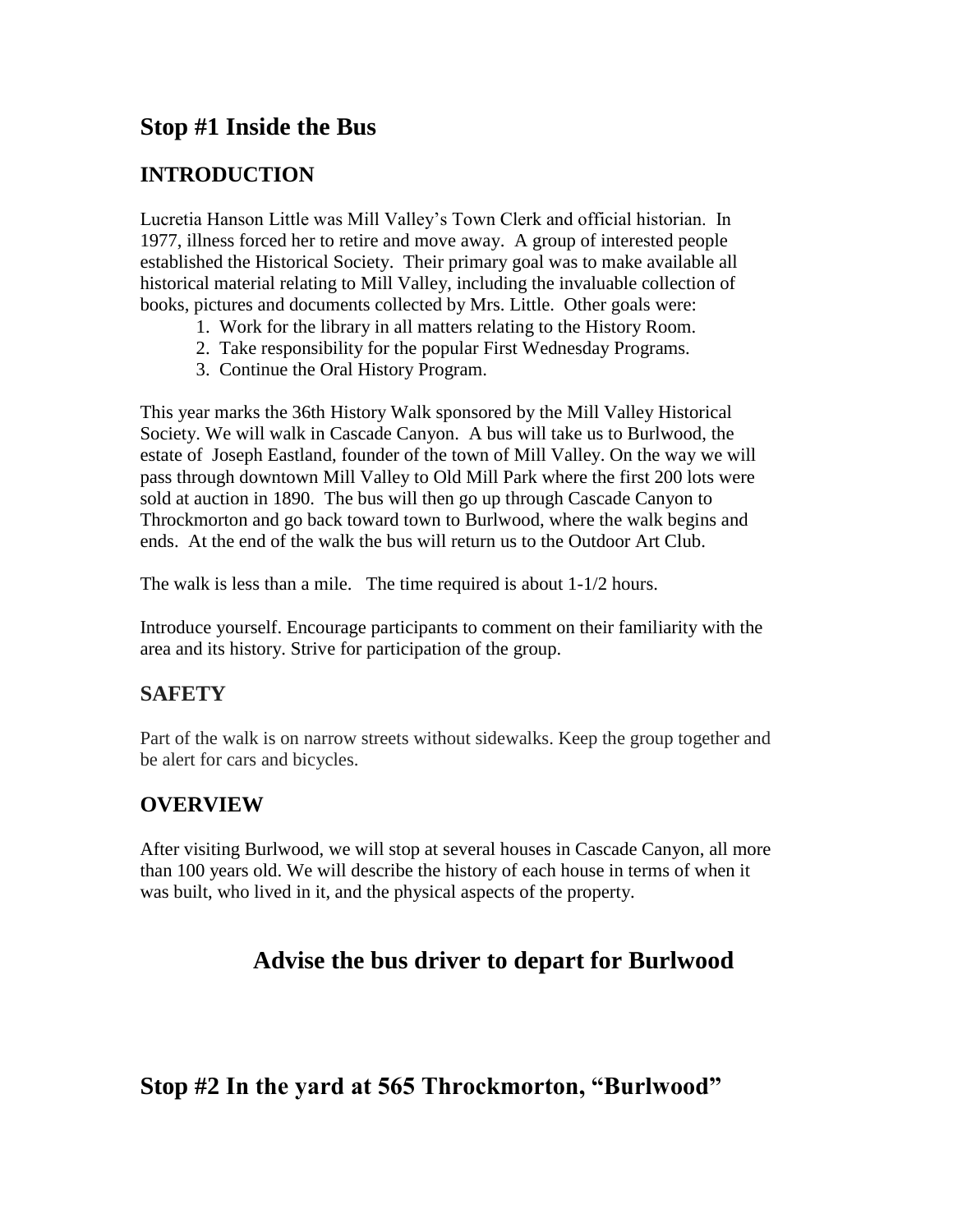## Stop #1 Inside the Bus

### INTRODUCTION

Lucretia Hanson Little was Mill Valley's Town Clerk and official historian. In 1977, illness forced her to retire and move away. A group of interested people established the Historical Society. Their primary goal was to make available all historical material relating to Mill Valley, including the invaluable collection of books, pictures and documents collected by Mrs. Little. Other goals were:

1. Work for the library in all matters relating to the History Room.
2. Take responsibility for the popular First Wednesday Programs.
3. Continue the Oral History Program.

This year marks the 36th History Walk sponsored by the Mill Valley Historical Society. We will walk in Cascade Canyon. A bus will take us to Burlwood, the estate of Joseph Eastland, founder of the town of Mill Valley. On the way we will pass through downtown Mill Valley to Old Mill Park where the first 200 lots were sold at auction in 1890. The bus will then go up through Cascade Canyon to Throckmorton and go back toward town to Burlwood, where the walk begins and ends. At the end of the walk the bus will return us to the Outdoor Art Club.

The walk is less than a mile. The time required is about 1-1/2 hours.

Introduce yourself. Encourage participants to comment on their familiarity with the area and its history. Strive for participation of the group.

### SAFETY

Part of the walk is on narrow streets without sidewalks. Keep the group together and be alert for cars and bicycles.

### OVERVIEW

After visiting Burlwood, we will stop at several houses in Cascade Canyon, all more than 100 years old. We will describe the history of each house in terms of when it was built, who lived in it, and the physical aspects of the property.

### Advise the bus driver to depart for Burlwood

## Stop #2 In the yard at 565 Throckmorton, "Burlwood"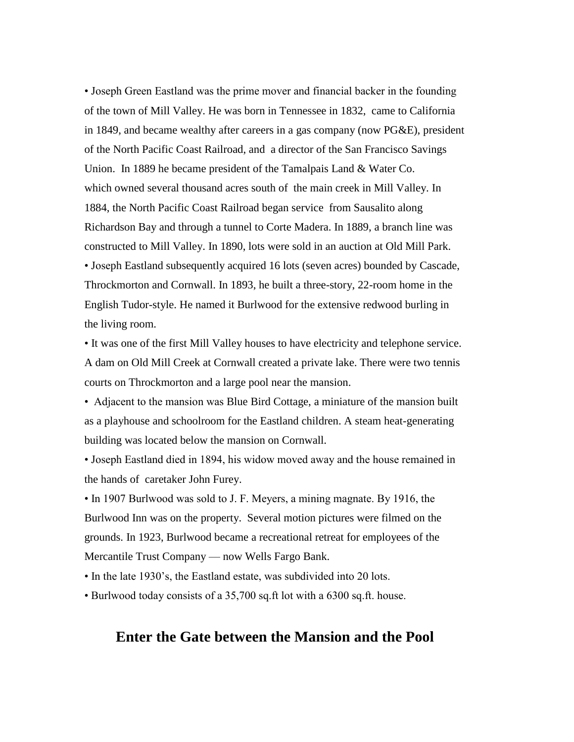• Joseph Green Eastland was the prime mover and financial backer in the founding of the town of Mill Valley. He was born in Tennessee in 1832, came to California in 1849, and became wealthy after careers in a gas company (now PG&E), president of the North Pacific Coast Railroad, and a director of the San Francisco Savings Union. In 1889 he became president of the Tamalpais Land & Water Co. which owned several thousand acres south of the main creek in Mill Valley. In 1884, the North Pacific Coast Railroad began service from Sausalito along Richardson Bay and through a tunnel to Corte Madera. In 1889, a branch line was constructed to Mill Valley. In 1890, lots were sold in an auction at Old Mill Park.

• Joseph Eastland subsequently acquired 16 lots (seven acres) bounded by Cascade, Throckmorton and Cornwall. In 1893, he built a three-story, 22-room home in the English Tudor-style. He named it Burlwood for the extensive redwood burling in the living room.

• It was one of the first Mill Valley houses to have electricity and telephone service. A dam on Old Mill Creek at Cornwall created a private lake. There were two tennis courts on Throckmorton and a large pool near the mansion.

• Adjacent to the mansion was Blue Bird Cottage, a miniature of the mansion built as a playhouse and schoolroom for the Eastland children. A steam heat-generating building was located below the mansion on Cornwall.

• Joseph Eastland died in 1894, his widow moved away and the house remained in the hands of caretaker John Furey.

• In 1907 Burlwood was sold to J. F. Meyers, a mining magnate. By 1916, the Burlwood Inn was on the property. Several motion pictures were filmed on the grounds. In 1923, Burlwood became a recreational retreat for employees of the Mercantile Trust Company — now Wells Fargo Bank.

• In the late 1930's, the Eastland estate, was subdivided into 20 lots.

• Burlwood today consists of a 35,700 sq.ft lot with a 6300 sq.ft. house.

## Enter the Gate between the Mansion and the Pool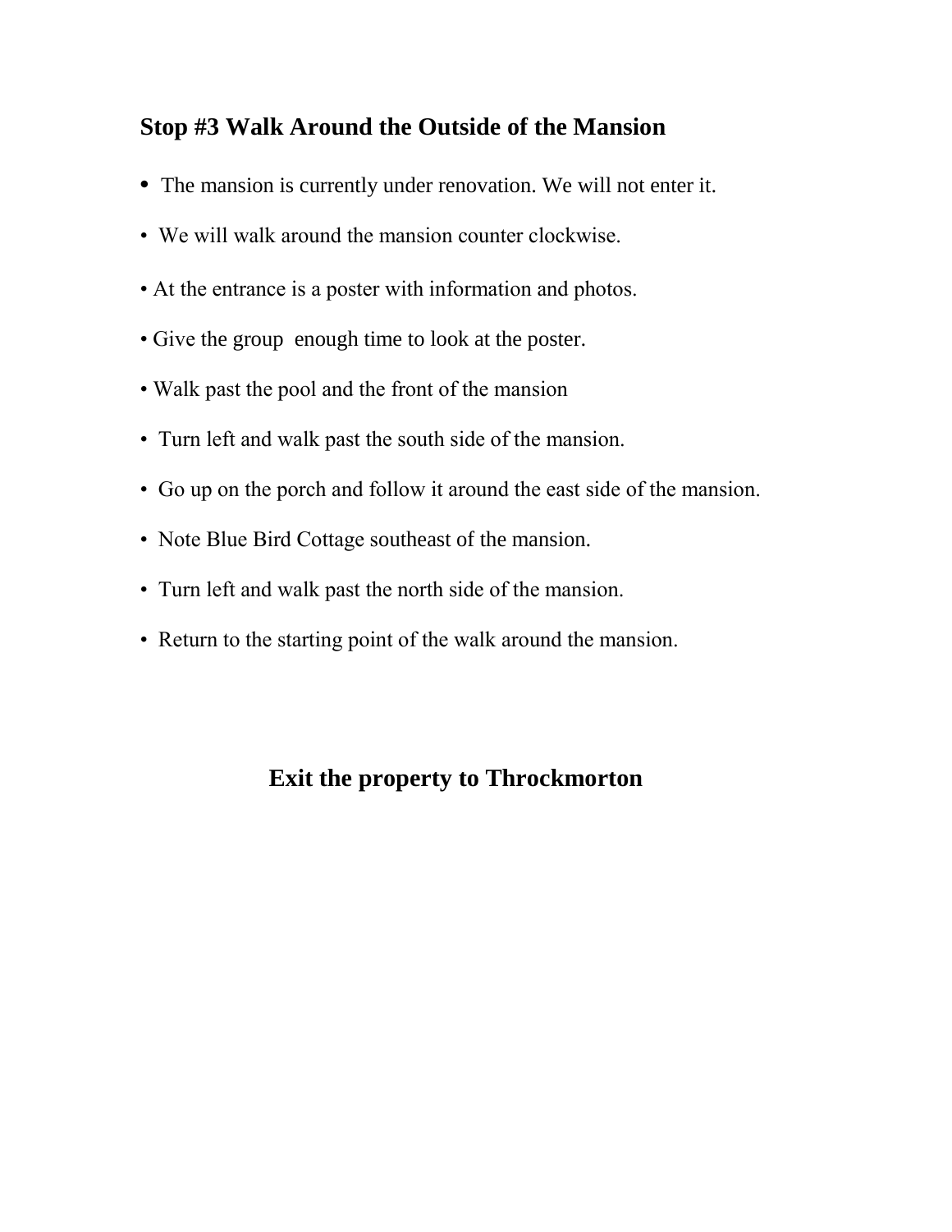## Stop #3 Walk Around the Outside of the Mansion

- The mansion is currently under renovation. We will not enter it.
- We will walk around the mansion counter clockwise.
- At the entrance is a poster with information and photos.
- Give the group  enough time to look at the poster.
- Walk past the pool and the front of the mansion
- Turn left and walk past the south side of the mansion.
- Go up on the porch and follow it around the east side of the mansion.
- Note Blue Bird Cottage southeast of the mansion.
- Turn left and walk past the north side of the mansion.
- Return to the starting point of the walk around the mansion.

## Exit the property to Throckmorton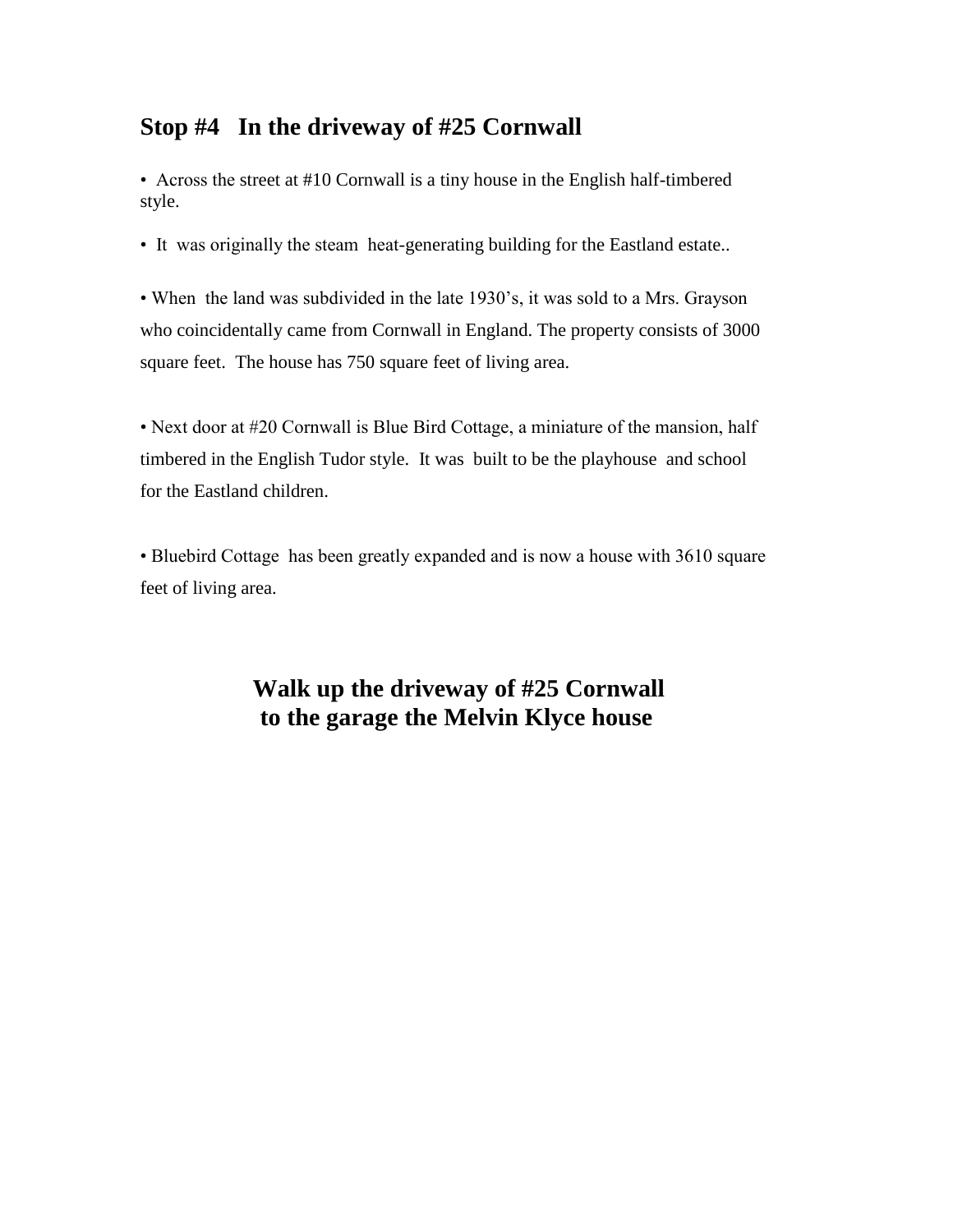## Stop #4 In the driveway of #25 Cornwall

- Across the street at #10 Cornwall is a tiny house in the English half-timbered style.
- It was originally the steam heat-generating building for the Eastland estate..
- When the land was subdivided in the late 1930's, it was sold to a Mrs. Grayson who coincidentally came from Cornwall in England. The property consists of 3000 square feet. The house has 750 square feet of living area.
- Next door at #20 Cornwall is Blue Bird Cottage, a miniature of the mansion, half timbered in the English Tudor style. It was built to be the playhouse and school for the Eastland children.
- Bluebird Cottage has been greatly expanded and is now a house with 3610 square feet of living area.

**Walk up the driveway of #25 Cornwall to the garage the Melvin Klyce house**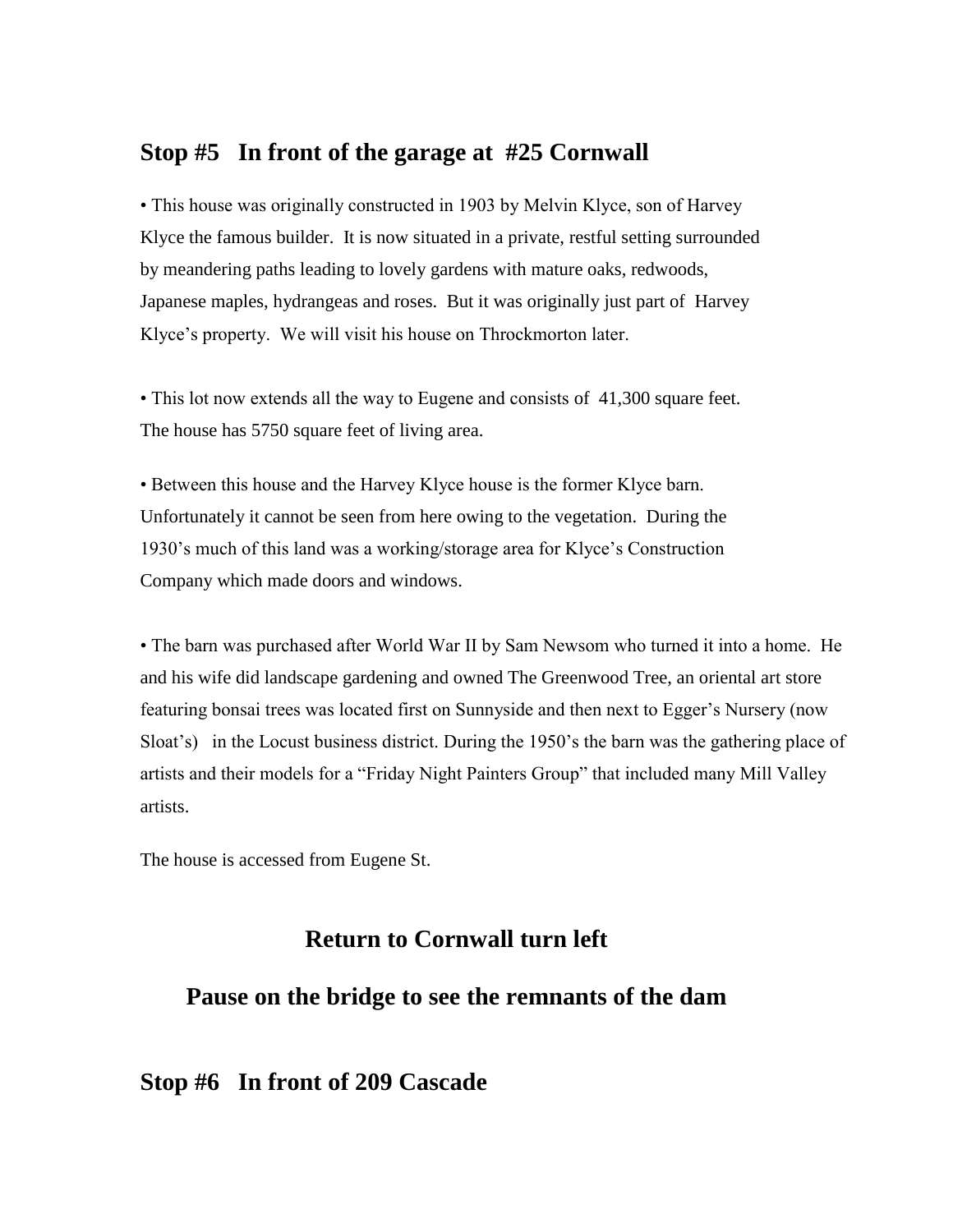## Stop #5 In front of the garage at #25 Cornwall

• This house was originally constructed in 1903 by Melvin Klyce, son of Harvey Klyce the famous builder. It is now situated in a private, restful setting surrounded by meandering paths leading to lovely gardens with mature oaks, redwoods, Japanese maples, hydrangeas and roses. But it was originally just part of Harvey Klyce's property. We will visit his house on Throckmorton later.

• This lot now extends all the way to Eugene and consists of 41,300 square feet. The house has 5750 square feet of living area.

• Between this house and the Harvey Klyce house is the former Klyce barn. Unfortunately it cannot be seen from here owing to the vegetation. During the 1930's much of this land was a working/storage area for Klyce's Construction Company which made doors and windows.

• The barn was purchased after World War II by Sam Newsom who turned it into a home. He and his wife did landscape gardening and owned The Greenwood Tree, an oriental art store featuring bonsai trees was located first on Sunnyside and then next to Egger's Nursery (now Sloat's) in the Locust business district. During the 1950's the barn was the gathering place of artists and their models for a "Friday Night Painters Group" that included many Mill Valley artists.

The house is accessed from Eugene St.

### Return to Cornwall turn left

### Pause on the bridge to see the remnants of the dam

## Stop #6 In front of 209 Cascade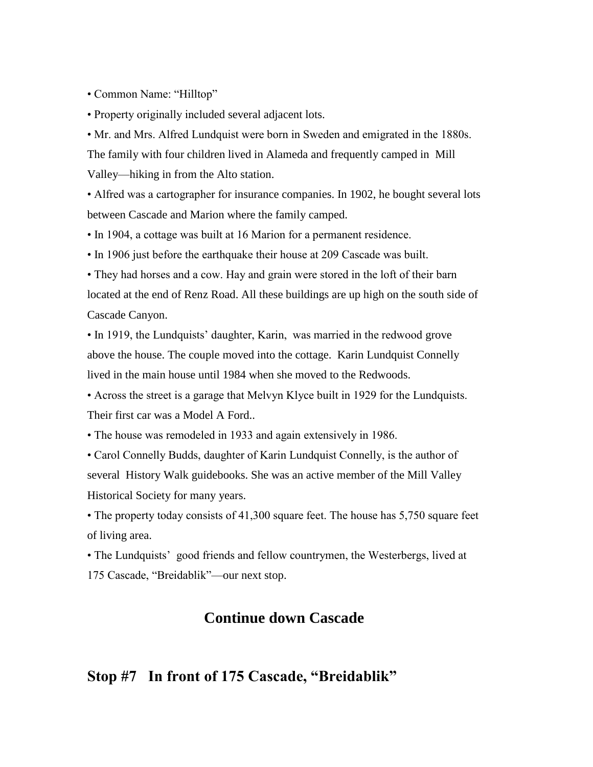• Common Name: "Hilltop"

• Property originally included several adjacent lots.

• Mr. and Mrs. Alfred Lundquist were born in Sweden and emigrated in the 1880s. The family with four children lived in Alameda and frequently camped in Mill Valley—hiking in from the Alto station.

• Alfred was a cartographer for insurance companies. In 1902, he bought several lots between Cascade and Marion where the family camped.

• In 1904, a cottage was built at 16 Marion for a permanent residence.

• In 1906 just before the earthquake their house at 209 Cascade was built.

• They had horses and a cow. Hay and grain were stored in the loft of their barn located at the end of Renz Road. All these buildings are up high on the south side of Cascade Canyon.

• In 1919, the Lundquists' daughter, Karin, was married in the redwood grove above the house. The couple moved into the cottage. Karin Lundquist Connelly lived in the main house until 1984 when she moved to the Redwoods.

• Across the street is a garage that Melvyn Klyce built in 1929 for the Lundquists. Their first car was a Model A Ford..

• The house was remodeled in 1933 and again extensively in 1986.

• Carol Connelly Budds, daughter of Karin Lundquist Connelly, is the author of several History Walk guidebooks. She was an active member of the Mill Valley Historical Society for many years.

• The property today consists of 41,300 square feet. The house has 5,750 square feet of living area.

• The Lundquists' good friends and fellow countrymen, the Westerbergs, lived at 175 Cascade, "Breidablik"—our next stop.

## Continue down Cascade

## Stop #7 In front of 175 Cascade, "Breidablik"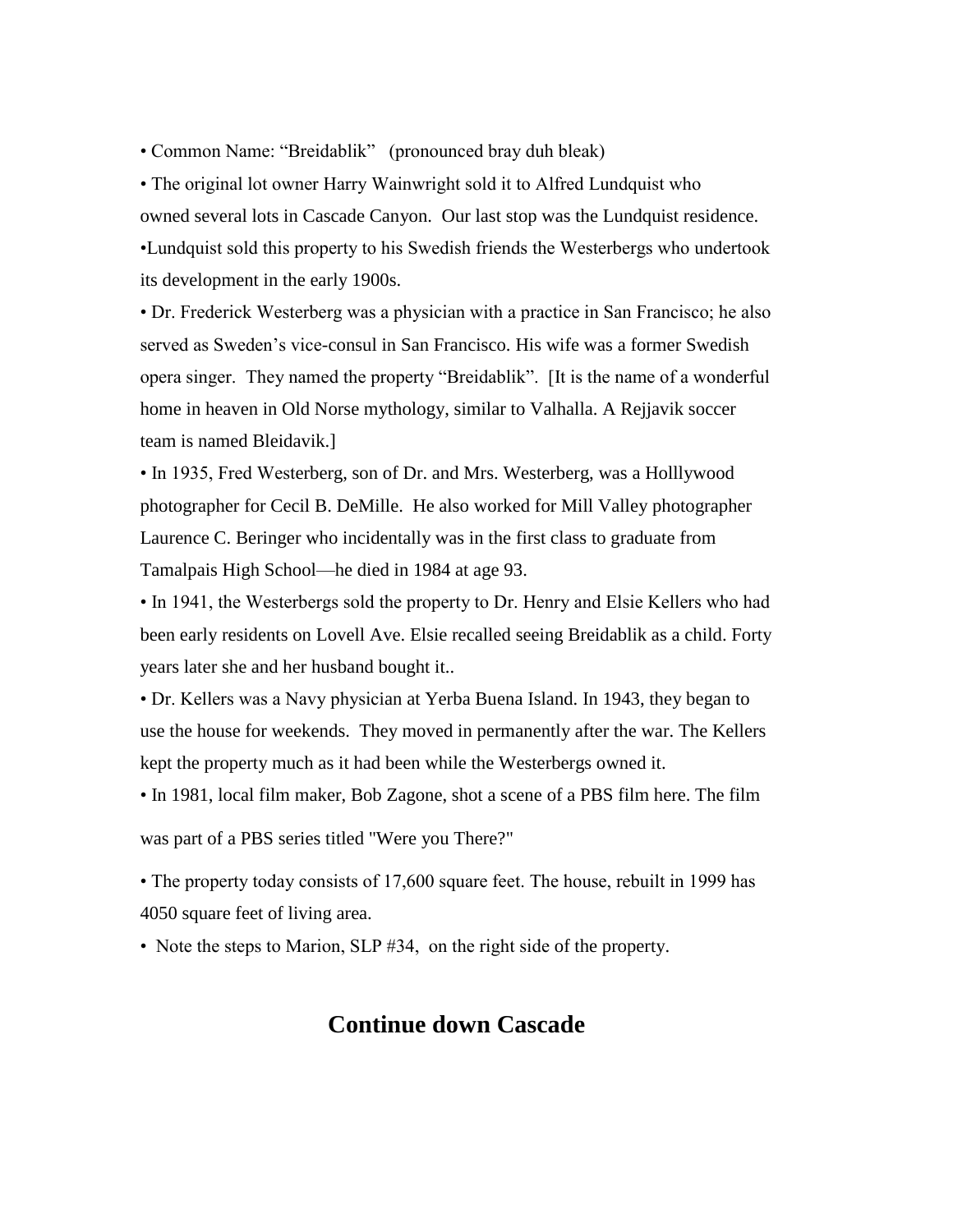• Common Name: "Breidablik" (pronounced bray duh bleak)

• The original lot owner Harry Wainwright sold it to Alfred Lundquist who owned several lots in Cascade Canyon. Our last stop was the Lundquist residence.

•Lundquist sold this property to his Swedish friends the Westerbergs who undertook its development in the early 1900s.

• Dr. Frederick Westerberg was a physician with a practice in San Francisco; he also served as Sweden's vice-consul in San Francisco. His wife was a former Swedish opera singer. They named the property "Breidablik". [It is the name of a wonderful home in heaven in Old Norse mythology, similar to Valhalla. A Rejjavik soccer team is named Bleidavik.]

• In 1935, Fred Westerberg, son of Dr. and Mrs. Westerberg, was a Holllywood photographer for Cecil B. DeMille. He also worked for Mill Valley photographer Laurence C. Beringer who incidentally was in the first class to graduate from Tamalpais High School—he died in 1984 at age 93.

• In 1941, the Westerbergs sold the property to Dr. Henry and Elsie Kellers who had been early residents on Lovell Ave. Elsie recalled seeing Breidablik as a child. Forty years later she and her husband bought it..

• Dr. Kellers was a Navy physician at Yerba Buena Island. In 1943, they began to use the house for weekends. They moved in permanently after the war. The Kellers kept the property much as it had been while the Westerbergs owned it.

• In 1981, local film maker, Bob Zagone, shot a scene of a PBS film here. The film was part of a PBS series titled "Were you There?"

• The property today consists of 17,600 square feet. The house, rebuilt in 1999 has 4050 square feet of living area.

• Note the steps to Marion, SLP #34, on the right side of the property.

## Continue down Cascade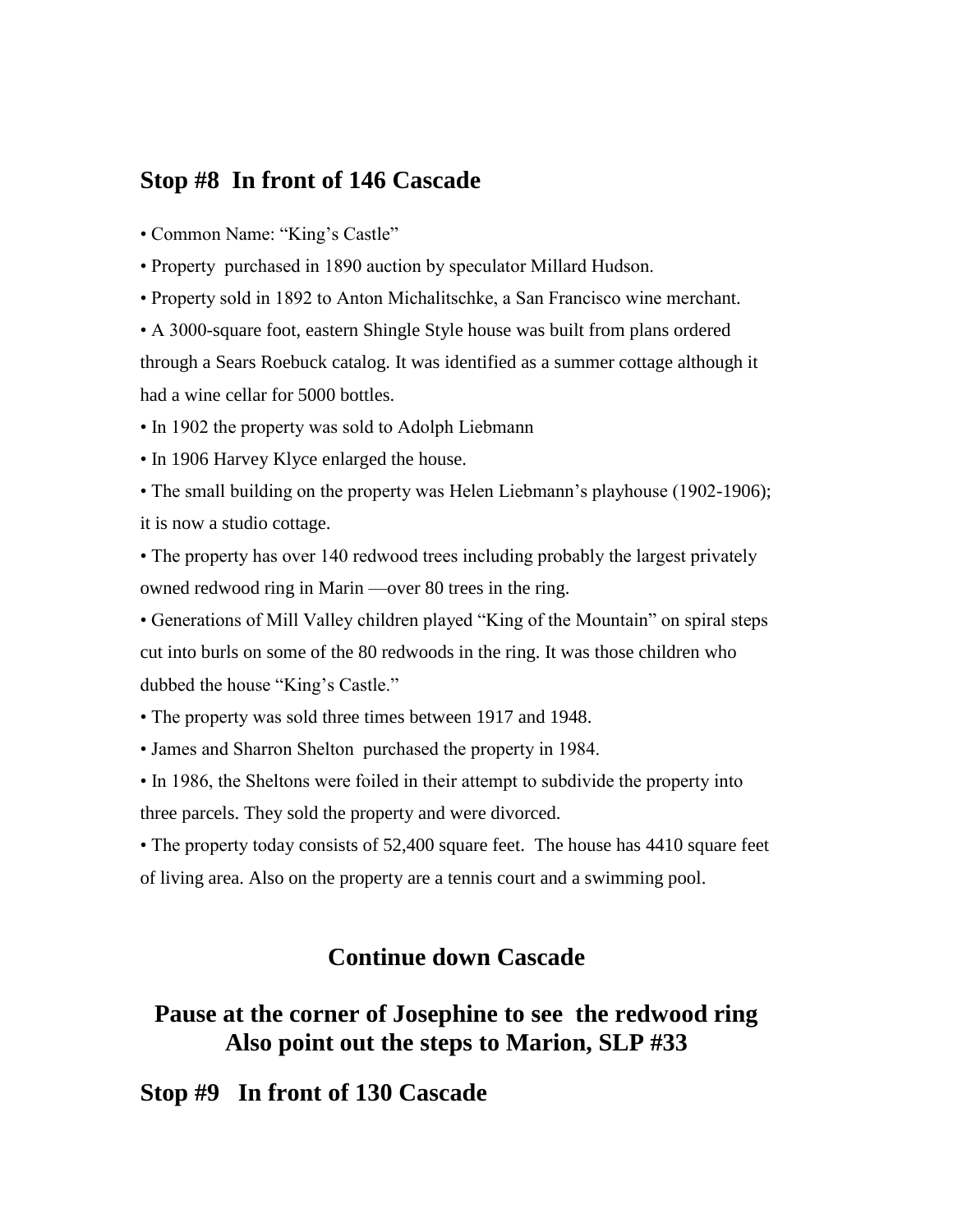## Stop #8 In front of 146 Cascade

- Common Name: "King's Castle"
- Property purchased in 1890 auction by speculator Millard Hudson.
- Property sold in 1892 to Anton Michalitschke, a San Francisco wine merchant.
- A 3000-square foot, eastern Shingle Style house was built from plans ordered through a Sears Roebuck catalog. It was identified as a summer cottage although it had a wine cellar for 5000 bottles.
- In 1902 the property was sold to Adolph Liebmann
- In 1906 Harvey Klyce enlarged the house.
- The small building on the property was Helen Liebmann's playhouse (1902-1906); it is now a studio cottage.
- The property has over 140 redwood trees including probably the largest privately owned redwood ring in Marin —over 80 trees in the ring.
- Generations of Mill Valley children played "King of the Mountain" on spiral steps cut into burls on some of the 80 redwoods in the ring. It was those children who dubbed the house "King's Castle."
- The property was sold three times between 1917 and 1948.
- James and Sharron Shelton purchased the property in 1984.
- In 1986, the Sheltons were foiled in their attempt to subdivide the property into three parcels. They sold the property and were divorced.
- The property today consists of 52,400 square feet. The house has 4410 square feet of living area. Also on the property are a tennis court and a swimming pool.

## Continue down Cascade

## Pause at the corner of Josephine to see the redwood ring Also point out the steps to Marion, SLP #33

## Stop #9 In front of 130 Cascade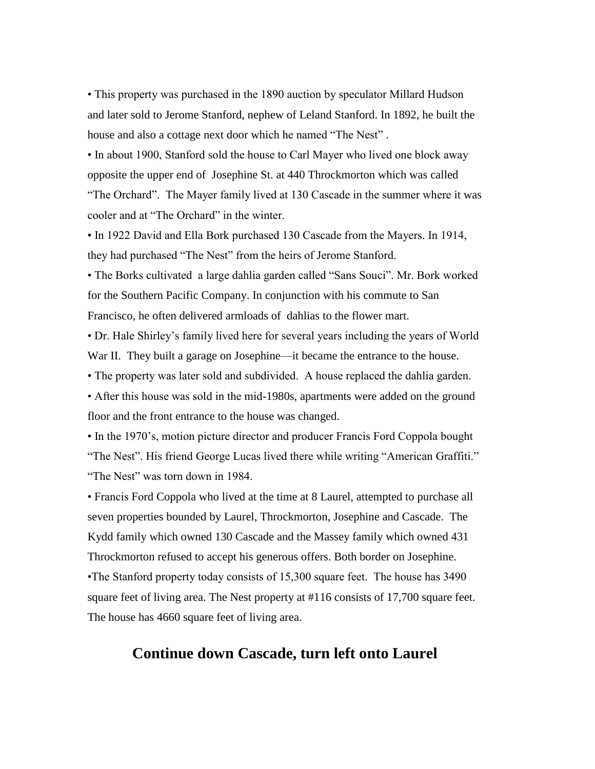- This property was purchased in the 1890 auction by speculator Millard Hudson and later sold to Jerome Stanford, nephew of Leland Stanford. In 1892, he built the house and also a cottage next door which he named "The Nest" .
- In about 1900, Stanford sold the house to Carl Mayer who lived one block away opposite the upper end of Josephine St. at 440 Throckmorton which was called "The Orchard". The Mayer family lived at 130 Cascade in the summer where it was cooler and at "The Orchard" in the winter.
- In 1922 David and Ella Bork purchased 130 Cascade from the Mayers. In 1914, they had purchased "The Nest" from the heirs of Jerome Stanford.
- The Borks cultivated a large dahlia garden called "Sans Souci". Mr. Bork worked for the Southern Pacific Company. In conjunction with his commute to San Francisco, he often delivered armloads of dahlias to the flower mart.
- Dr. Hale Shirley's family lived here for several years including the years of World War II. They built a garage on Josephine—it became the entrance to the house.
- The property was later sold and subdivided. A house replaced the dahlia garden.
- After this house was sold in the mid-1980s, apartments were added on the ground floor and the front entrance to the house was changed.
- In the 1970's, motion picture director and producer Francis Ford Coppola bought "The Nest". His friend George Lucas lived there while writing "American Graffiti." "The Nest" was torn down in 1984.
- Francis Ford Coppola who lived at the time at 8 Laurel, attempted to purchase all seven properties bounded by Laurel, Throckmorton, Josephine and Cascade. The Kydd family which owned 130 Cascade and the Massey family which owned 431 Throckmorton refused to accept his generous offers. Both border on Josephine.
- The Stanford property today consists of 15,300 square feet. The house has 3490 square feet of living area. The Nest property at #116 consists of 17,700 square feet. The house has 4660 square feet of living area.

## Continue down Cascade, turn left onto Laurel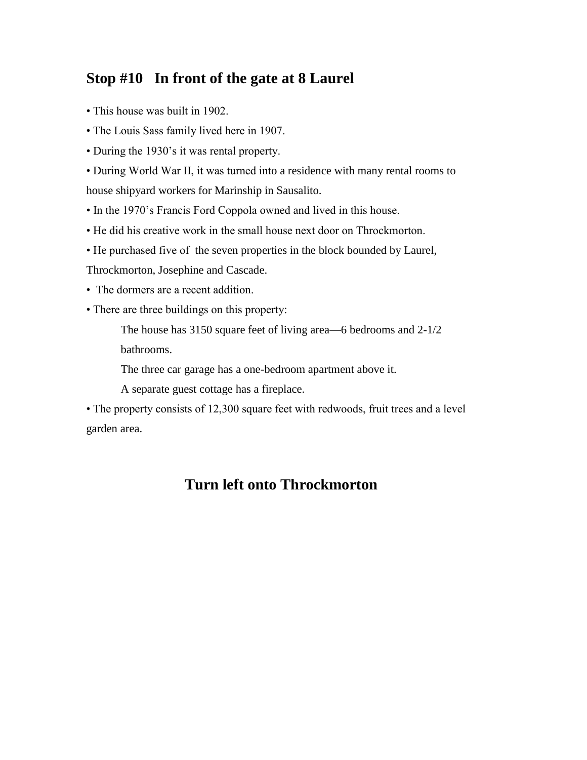## Stop #10   In front of the gate at 8 Laurel

- This house was built in 1902.
- The Louis Sass family lived here in 1907.
- During the 1930's it was rental property.
- During World War II, it was turned into a residence with many rental rooms to house shipyard workers for Marinship in Sausalito.
- In the 1970's Francis Ford Coppola owned and lived in this house.
- He did his creative work in the small house next door on Throckmorton.
- He purchased five of the seven properties in the block bounded by Laurel, Throckmorton, Josephine and Cascade.
- The dormers are a recent addition.
- There are three buildings on this property:

  The house has 3150 square feet of living area—6 bedrooms and 2-1/2 bathrooms.

  The three car garage has a one-bedroom apartment above it.

  A separate guest cottage has a fireplace.
- The property consists of 12,300 square feet with redwoods, fruit trees and a level garden area.

## Turn left onto Throckmorton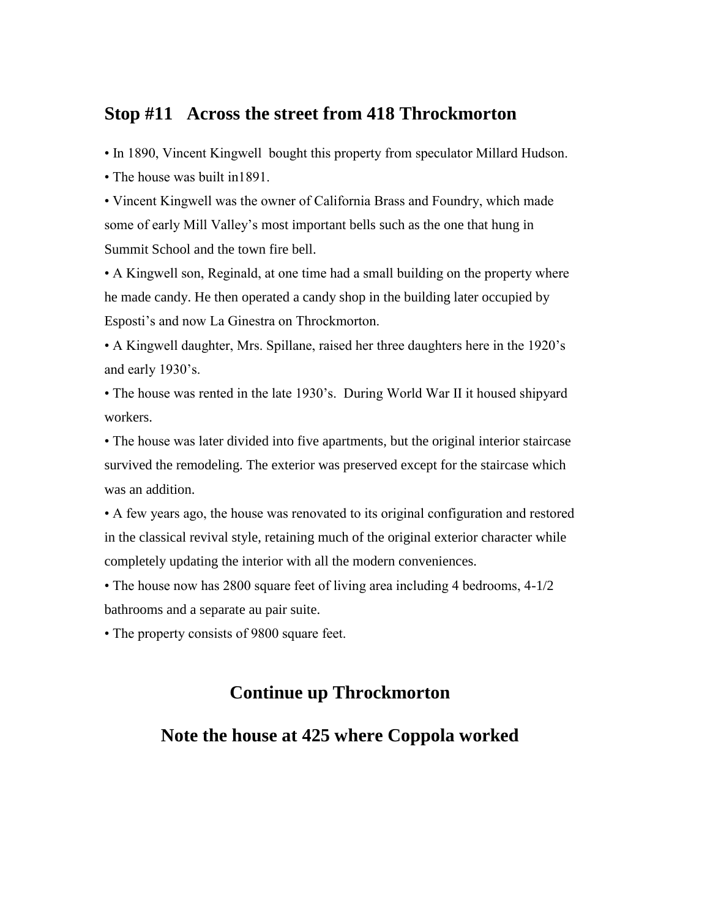## Stop #11 Across the street from 418 Throckmorton

- In 1890, Vincent Kingwell bought this property from speculator Millard Hudson.
- The house was built in1891.
- Vincent Kingwell was the owner of California Brass and Foundry, which made some of early Mill Valley's most important bells such as the one that hung in Summit School and the town fire bell.
- A Kingwell son, Reginald, at one time had a small building on the property where he made candy. He then operated a candy shop in the building later occupied by Esposti's and now La Ginestra on Throckmorton.
- A Kingwell daughter, Mrs. Spillane, raised her three daughters here in the 1920's and early 1930's.
- The house was rented in the late 1930's. During World War II it housed shipyard workers.
- The house was later divided into five apartments, but the original interior staircase survived the remodeling. The exterior was preserved except for the staircase which was an addition.
- A few years ago, the house was renovated to its original configuration and restored in the classical revival style, retaining much of the original exterior character while completely updating the interior with all the modern conveniences.
- The house now has 2800 square feet of living area including 4 bedrooms, 4-1/2 bathrooms and a separate au pair suite.
- The property consists of 9800 square feet.

## Continue up Throckmorton

## Note the house at 425 where Coppola worked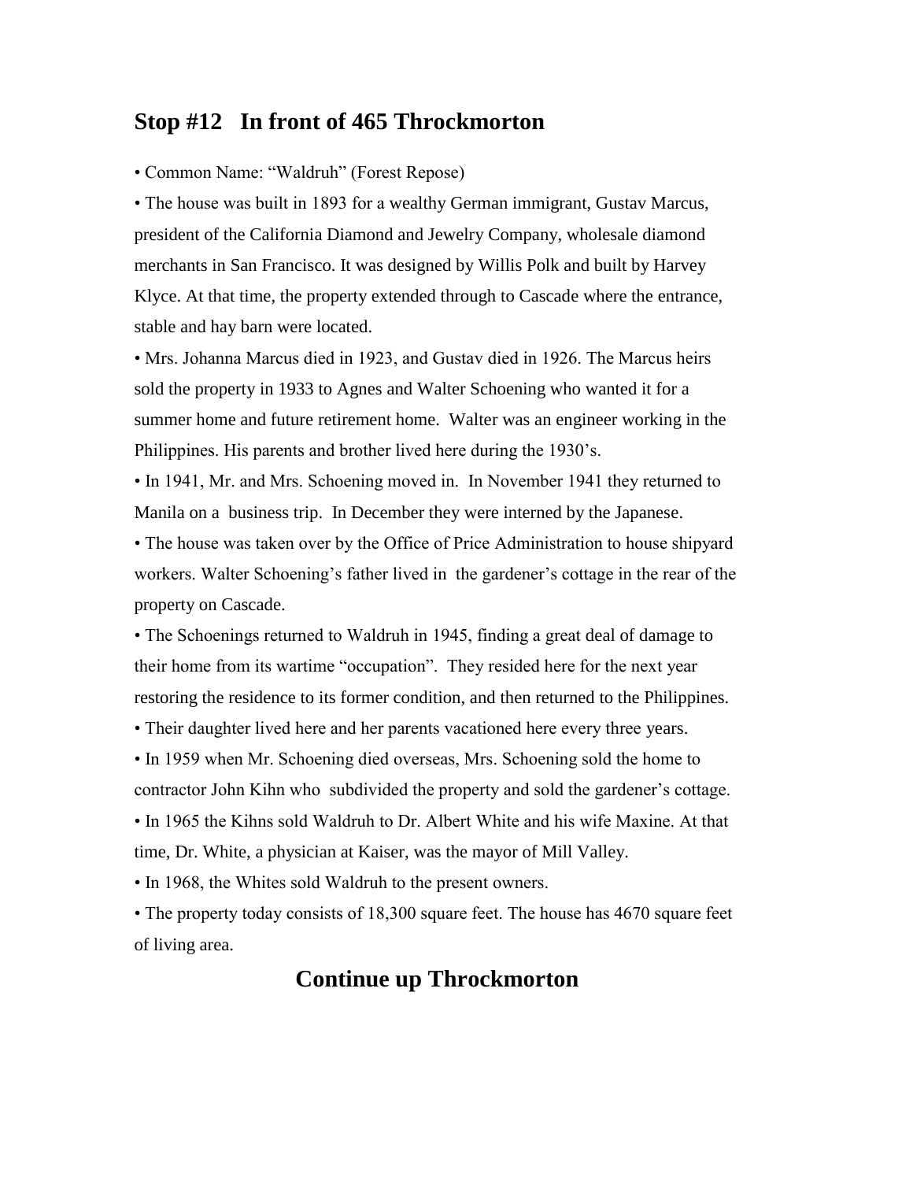## Stop #12 In front of 465 Throckmorton

- Common Name: "Waldruh" (Forest Repose)
- The house was built in 1893 for a wealthy German immigrant, Gustav Marcus, president of the California Diamond and Jewelry Company, wholesale diamond merchants in San Francisco. It was designed by Willis Polk and built by Harvey Klyce. At that time, the property extended through to Cascade where the entrance, stable and hay barn were located.
- Mrs. Johanna Marcus died in 1923, and Gustav died in 1926. The Marcus heirs sold the property in 1933 to Agnes and Walter Schoening who wanted it for a summer home and future retirement home. Walter was an engineer working in the Philippines. His parents and brother lived here during the 1930's.
- In 1941, Mr. and Mrs. Schoening moved in. In November 1941 they returned to Manila on a business trip. In December they were interned by the Japanese.
- The house was taken over by the Office of Price Administration to house shipyard workers. Walter Schoening's father lived in the gardener's cottage in the rear of the property on Cascade.
- The Schoenings returned to Waldruh in 1945, finding a great deal of damage to their home from its wartime "occupation". They resided here for the next year restoring the residence to its former condition, and then returned to the Philippines.
- Their daughter lived here and her parents vacationed here every three years.
- In 1959 when Mr. Schoening died overseas, Mrs. Schoening sold the home to contractor John Kihn who subdivided the property and sold the gardener's cottage.
- In 1965 the Kihns sold Waldruh to Dr. Albert White and his wife Maxine. At that time, Dr. White, a physician at Kaiser, was the mayor of Mill Valley.
- In 1968, the Whites sold Waldruh to the present owners.
- The property today consists of 18,300 square feet. The house has 4670 square feet of living area.

## Continue up Throckmorton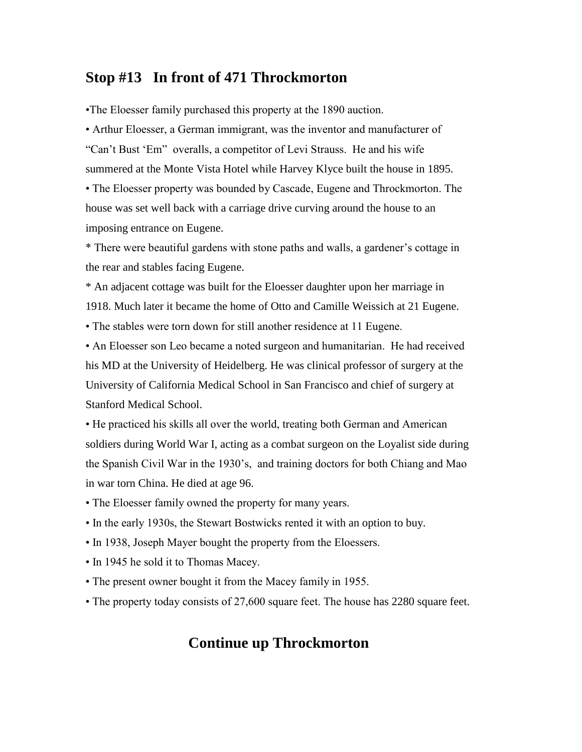## Stop #13   In front of 471 Throckmorton

•The Eloesser family purchased this property at the 1890 auction.

• Arthur Eloesser, a German immigrant, was the inventor and manufacturer of "Can't Bust 'Em" overalls, a competitor of Levi Strauss. He and his wife summered at the Monte Vista Hotel while Harvey Klyce built the house in 1895.

• The Eloesser property was bounded by Cascade, Eugene and Throckmorton. The house was set well back with a carriage drive curving around the house to an imposing entrance on Eugene.

* There were beautiful gardens with stone paths and walls, a gardener's cottage in the rear and stables facing Eugene.

* An adjacent cottage was built for the Eloesser daughter upon her marriage in 1918. Much later it became the home of Otto and Camille Weissich at 21 Eugene.

• The stables were torn down for still another residence at 11 Eugene.

• An Eloesser son Leo became a noted surgeon and humanitarian. He had received his MD at the University of Heidelberg. He was clinical professor of surgery at the University of California Medical School in San Francisco and chief of surgery at Stanford Medical School.

• He practiced his skills all over the world, treating both German and American soldiers during World War I, acting as a combat surgeon on the Loyalist side during the Spanish Civil War in the 1930's, and training doctors for both Chiang and Mao in war torn China. He died at age 96.

• The Eloesser family owned the property for many years.

• In the early 1930s, the Stewart Bostwicks rented it with an option to buy.

• In 1938, Joseph Mayer bought the property from the Eloessers.

• In 1945 he sold it to Thomas Macey.

• The present owner bought it from the Macey family in 1955.

• The property today consists of 27,600 square feet. The house has 2280 square feet.

## Continue up Throckmorton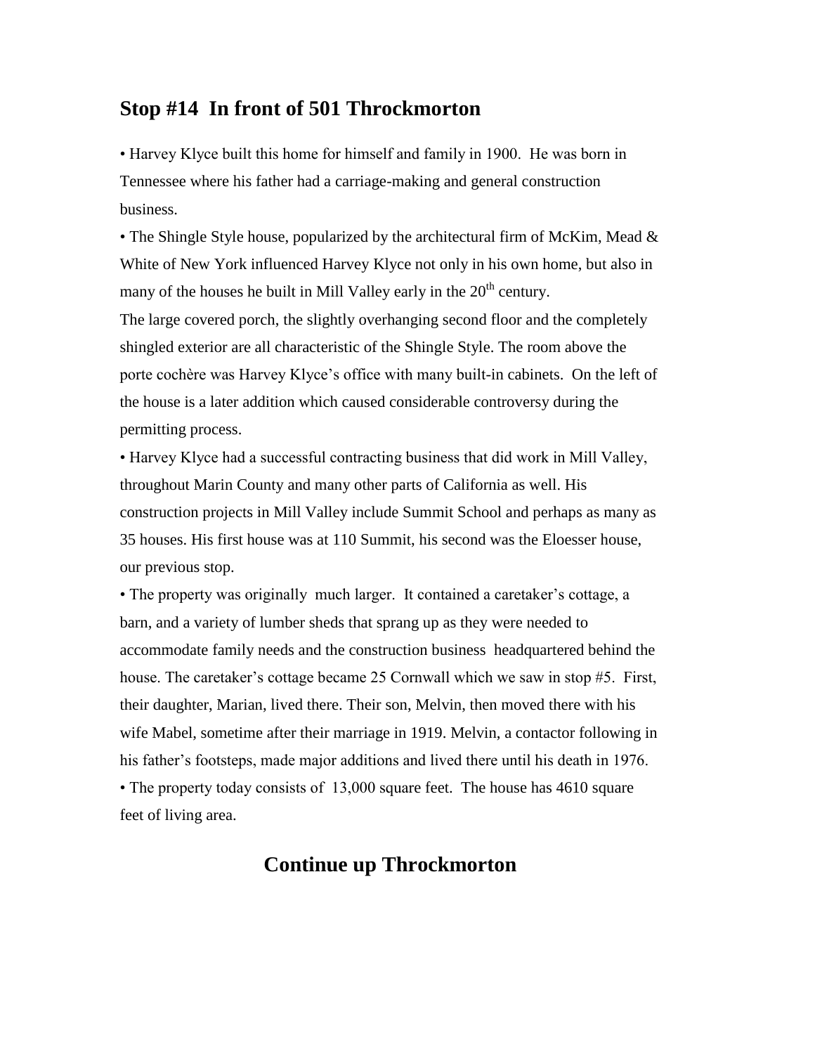## Stop #14 In front of 501 Throckmorton

- Harvey Klyce built this home for himself and family in 1900. He was born in Tennessee where his father had a carriage-making and general construction business.
- The Shingle Style house, popularized by the architectural firm of McKim, Mead & White of New York influenced Harvey Klyce not only in his own home, but also in many of the houses he built in Mill Valley early in the 20th century.

The large covered porch, the slightly overhanging second floor and the completely shingled exterior are all characteristic of the Shingle Style. The room above the porte cochère was Harvey Klyce's office with many built-in cabinets. On the left of the house is a later addition which caused considerable controversy during the permitting process.

- Harvey Klyce had a successful contracting business that did work in Mill Valley, throughout Marin County and many other parts of California as well. His construction projects in Mill Valley include Summit School and perhaps as many as 35 houses. His first house was at 110 Summit, his second was the Eloesser house, our previous stop.
- The property was originally much larger. It contained a caretaker's cottage, a barn, and a variety of lumber sheds that sprang up as they were needed to accommodate family needs and the construction business headquartered behind the house. The caretaker's cottage became 25 Cornwall which we saw in stop #5. First, their daughter, Marian, lived there. Their son, Melvin, then moved there with his wife Mabel, sometime after their marriage in 1919. Melvin, a contactor following in his father's footsteps, made major additions and lived there until his death in 1976.
- The property today consists of 13,000 square feet. The house has 4610 square feet of living area.

## Continue up Throckmorton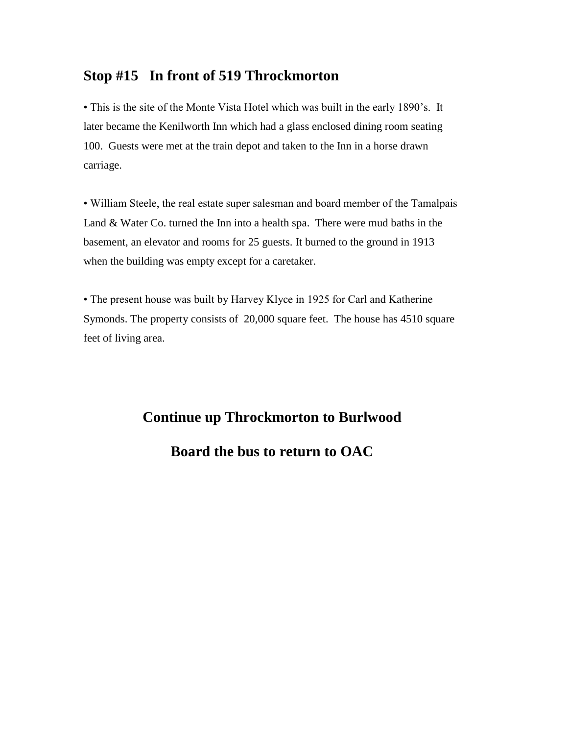## Stop #15 In front of 519 Throckmorton

• This is the site of the Monte Vista Hotel which was built in the early 1890's. It later became the Kenilworth Inn which had a glass enclosed dining room seating 100. Guests were met at the train depot and taken to the Inn in a horse drawn carriage.

• William Steele, the real estate super salesman and board member of the Tamalpais Land & Water Co. turned the Inn into a health spa. There were mud baths in the basement, an elevator and rooms for 25 guests. It burned to the ground in 1913 when the building was empty except for a caretaker.

• The present house was built by Harvey Klyce in 1925 for Carl and Katherine Symonds. The property consists of 20,000 square feet. The house has 4510 square feet of living area.

**Continue up Throckmorton to Burlwood**

**Board the bus to return to OAC**